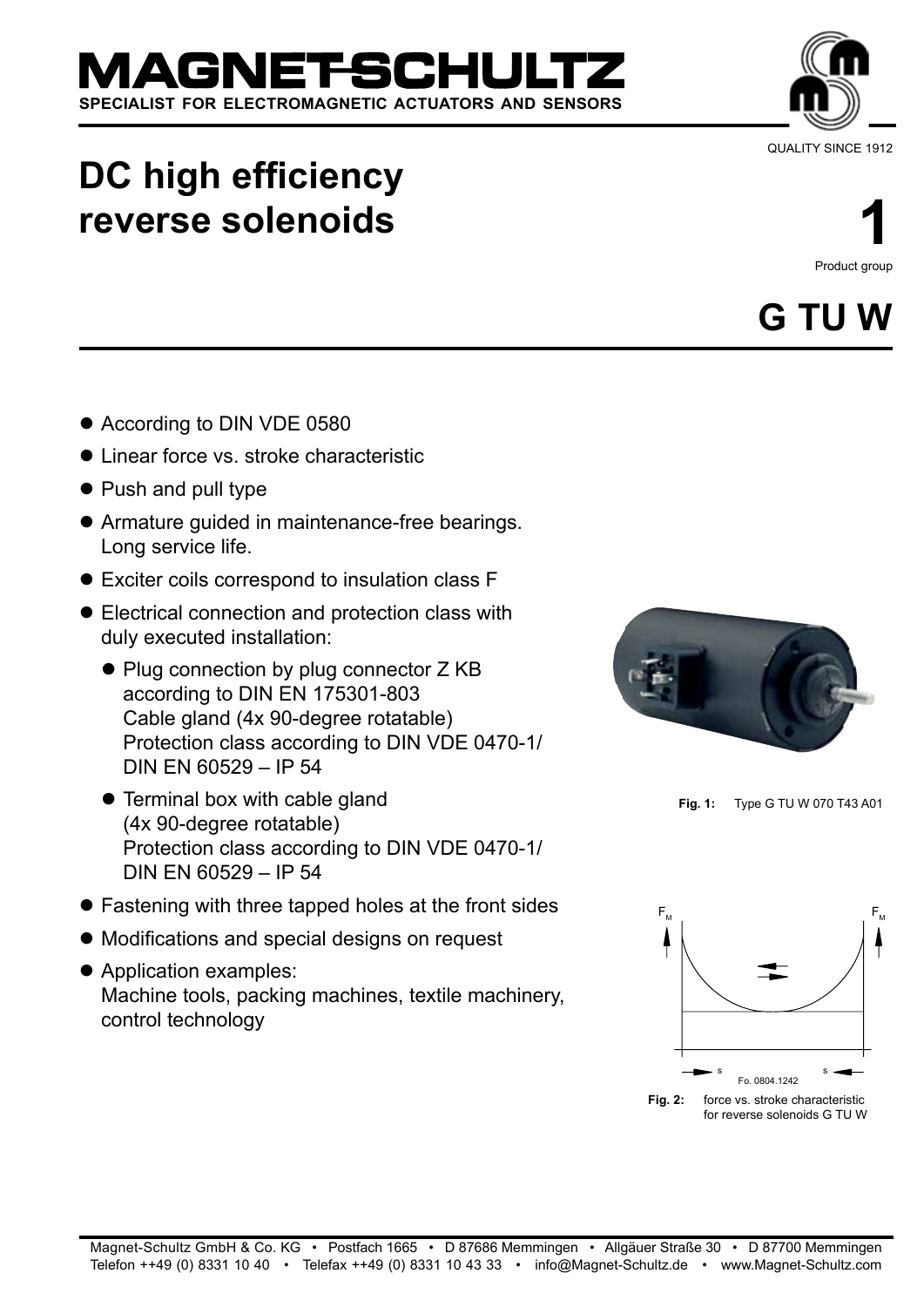# MAGNET-SCHULTZ

SPECIALIST FOR ELECTROMAGNETIC ACTUATORS AND SENSORS

QUALITY SINCE 1912

# DC high efficiency reverse solenoids

**1**
Product group

## G TU W

- According to DIN VDE 0580
- Linear force vs. stroke characteristic
- Push and pull type
- Armature guided in maintenance-free bearings. Long service life.
- Exciter coils correspond to insulation class F
- Electrical connection and protection class with duly executed installation:
  - Plug connection by plug connector Z KB according to DIN EN 175301-803
    Cable gland (4x 90-degree rotatable)
    Protection class according to DIN VDE 0470-1/ DIN EN 60529 – IP 54
  - Terminal box with cable gland (4x 90-degree rotatable)
    Protection class according to DIN VDE 0470-1/ DIN EN 60529 – IP 54
- Fastening with three tapped holes at the front sides
- Modifications and special designs on request
- Application examples:
  Machine tools, packing machines, textile machinery, control technology

**Fig. 1:** Type G TU W 070 T43 A01

**Fig. 2:** force vs. stroke characteristic for reverse solenoids G TU W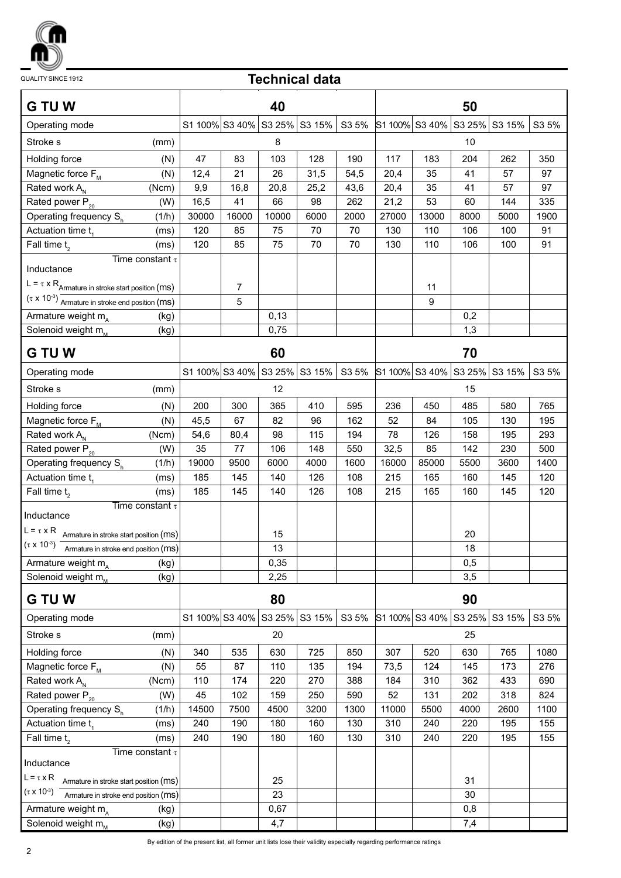QUALITY SINCE 1912

# Technical data

| G TU W | | 40 | | | | | 50 | | | | |
|---|---|---|---|---|---|---|---|---|---|---|---|
| Operating mode | | S1 100% | S3 40% | S3 25% | S3 15% | S3 5% | S1 100% | S3 40% | S3 25% | S3 15% | S3 5% |
| Stroke s | (mm) | | | 8 | | | | | 10 | | |
| Holding force | (N) | 47 | 83 | 103 | 128 | 190 | 117 | 183 | 204 | 262 | 350 |
| Magnetic force $F_M$ | (N) | 12,4 | 21 | 26 | 31,5 | 54,5 | 20,4 | 35 | 41 | 57 | 97 |
| Rated work $A_N$ | (Ncm) | 9,9 | 16,8 | 20,8 | 25,2 | 43,6 | 20,4 | 35 | 41 | 57 | 97 |
| Rated power $P_{20}$ | (W) | 16,5 | 41 | 66 | 98 | 262 | 21,2 | 53 | 60 | 144 | 335 |
| Operating frequency $S_h$ | (1/h) | 30000 | 16000 | 10000 | 6000 | 2000 | 27000 | 13000 | 8000 | 5000 | 1900 |
| Actuation time $t_1$ | (ms) | 120 | 85 | 75 | 70 | 70 | 130 | 110 | 106 | 100 | 91 |
| Fall time $t_2$ | (ms) | 120 | 85 | 75 | 70 | 70 | 130 | 110 | 106 | 100 | 91 |
| Inductance / Time constant $\tau$ | | | | | | | | | | | |
| $L = \tau \times R$ Armature in stroke start position | (ms) | | 7 | | | | | 11 | | | |
| $(\tau \times 10^{-3})$ Armature in stroke end position | (ms) | | 5 | | | | | 9 | | | |
| Armature weight $m_A$ | (kg) | | | 0,13 | | | | | 0,2 | | |
| Solenoid weight $m_M$ | (kg) | | | 0,75 | | | | | 1,3 | | |

| G TU W | | 60 | | | | | 70 | | | | |
|---|---|---|---|---|---|---|---|---|---|---|---|
| Operating mode | | S1 100% | S3 40% | S3 25% | S3 15% | S3 5% | S1 100% | S3 40% | S3 25% | S3 15% | S3 5% |
| Stroke s | (mm) | | | 12 | | | | | 15 | | |
| Holding force | (N) | 200 | 300 | 365 | 410 | 595 | 236 | 450 | 485 | 580 | 765 |
| Magnetic force $F_M$ | (N) | 45,5 | 67 | 82 | 96 | 162 | 52 | 84 | 105 | 130 | 195 |
| Rated work $A_N$ | (Ncm) | 54,6 | 80,4 | 98 | 115 | 194 | 78 | 126 | 158 | 195 | 293 |
| Rated power $P_{20}$ | (W) | 35 | 77 | 106 | 148 | 550 | 32,5 | 85 | 142 | 230 | 500 |
| Operating frequency $S_h$ | (1/h) | 19000 | 9500 | 6000 | 4000 | 1600 | 16000 | 85000 | 5500 | 3600 | 1400 |
| Actuation time $t_1$ | (ms) | 185 | 145 | 140 | 126 | 108 | 215 | 165 | 160 | 145 | 120 |
| Fall time $t_2$ | (ms) | 185 | 145 | 140 | 126 | 108 | 215 | 165 | 160 | 145 | 120 |
| Inductance / Time constant $\tau$ | | | | | | | | | | | |
| $L = \tau \times R$ Armature in stroke start position | (ms) | | | 15 | | | | | 20 | | |
| $(\tau \times 10^{-3})$ Armature in stroke end position | (ms) | | | 13 | | | | | 18 | | |
| Armature weight $m_A$ | (kg) | | | 0,35 | | | | | 0,5 | | |
| Solenoid weight $m_M$ | (kg) | | | 2,25 | | | | | 3,5 | | |

| G TU W | | 80 | | | | | 90 | | | | |
|---|---|---|---|---|---|---|---|---|---|---|---|
| Operating mode | | S1 100% | S3 40% | S3 25% | S3 15% | S3 5% | S1 100% | S3 40% | S3 25% | S3 15% | S3 5% |
| Stroke s | (mm) | | | 20 | | | | | 25 | | |
| Holding force | (N) | 340 | 535 | 630 | 725 | 850 | 307 | 520 | 630 | 765 | 1080 |
| Magnetic force $F_M$ | (N) | 55 | 87 | 110 | 135 | 194 | 73,5 | 124 | 145 | 173 | 276 |
| Rated work $A_N$ | (Ncm) | 110 | 174 | 220 | 270 | 388 | 184 | 310 | 362 | 433 | 690 |
| Rated power $P_{20}$ | (W) | 45 | 102 | 159 | 250 | 590 | 52 | 131 | 202 | 318 | 824 |
| Operating frequency $S_h$ | (1/h) | 14500 | 7500 | 4500 | 3200 | 1300 | 11000 | 5500 | 4000 | 2600 | 1100 |
| Actuation time $t_1$ | (ms) | 240 | 190 | 180 | 160 | 130 | 310 | 240 | 220 | 195 | 155 |
| Fall time $t_2$ | (ms) | 240 | 190 | 180 | 160 | 130 | 310 | 240 | 220 | 195 | 155 |
| Inductance / Time constant $\tau$ | | | | | | | | | | | |
| $L = \tau \times R$ Armature in stroke start position | (ms) | | | 25 | | | | | 31 | | |
| $(\tau \times 10^{-3})$ Armature in stroke end position | (ms) | | | 23 | | | | | 30 | | |
| Armature weight $m_A$ | (kg) | | | 0,67 | | | | | 0,8 | | |
| Solenoid weight $m_M$ | (kg) | | | 4,7 | | | | | 7,4 | | |

By edition of the present list, all former unit lists lose their validity especially regarding performance ratings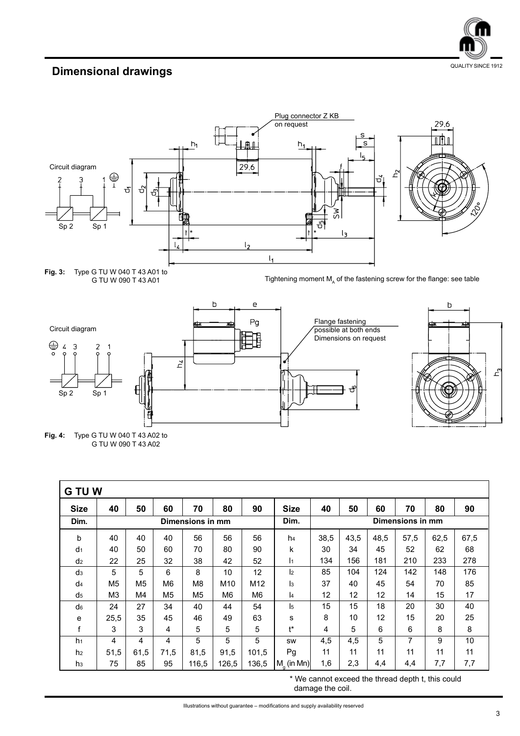## Dimensional drawings

Plug connector Z KB on request

Circuit diagram

**Fig. 3:** Type G TU W 040 T 43 A01 to G TU W 090 T 43 A01

Tightening moment $M_A$ of the fastening screw for the flange: see table

Flange fastening possible at both ends Dimensions on request

Circuit diagram

**Fig. 4:** Type G TU W 040 T 43 A02 to G TU W 090 T 43 A02

| G TU W | | | | | | | | | | | | | |
|---|---|---|---|---|---|---|---|---|---|---|---|---|---|
| **Size** | **40** | **50** | **60** | **70** | **80** | **90** | **Size** | **40** | **50** | **60** | **70** | **80** | **90** |
| **Dim.** | **Dimensions in mm** | | | | | | **Dim.** | **Dimensions in mm** | | | | | |
| b | 40 | 40 | 40 | 56 | 56 | 56 | $h_4$ | 38,5 | 43,5 | 48,5 | 57,5 | 62,5 | 67,5 |
| $d_1$ | 40 | 50 | 60 | 70 | 80 | 90 | k | 30 | 34 | 45 | 52 | 62 | 68 |
| $d_2$ | 22 | 25 | 32 | 38 | 42 | 52 | $l_1$ | 134 | 156 | 181 | 210 | 233 | 278 |
| $d_3$ | 5 | 5 | 6 | 8 | 10 | 12 | $l_2$ | 85 | 104 | 124 | 142 | 148 | 176 |
| $d_4$ | M5 | M5 | M6 | M8 | M10 | M12 | $l_3$ | 37 | 40 | 45 | 54 | 70 | 85 |
| $d_5$ | M3 | M4 | M5 | M5 | M6 | M6 | $l_4$ | 12 | 12 | 12 | 14 | 15 | 17 |
| $d_6$ | 24 | 27 | 34 | 40 | 44 | 54 | $l_5$ | 15 | 15 | 18 | 20 | 30 | 40 |
| e | 25,5 | 35 | 45 | 46 | 49 | 63 | s | 8 | 10 | 12 | 15 | 20 | 25 |
| f | 3 | 3 | 4 | 5 | 5 | 5 | t* | 4 | 5 | 6 | 6 | 8 | 8 |
| $h_1$ | 4 | 4 | 4 | 5 | 5 | 5 | sw | 4,5 | 4,5 | 5 | 7 | 9 | 10 |
| $h_2$ | 51,5 | 61,5 | 71,5 | 81,5 | 91,5 | 101,5 | Pg | 11 | 11 | 11 | 11 | 11 | 11 |
| $h_3$ | 75 | 85 | 95 | 116,5 | 126,5 | 136,5 | $M_g$ (in Mn) | 1,6 | 2,3 | 4,4 | 4,4 | 7,7 | 7,7 |

\* We cannot exceed the thread depth t, this could damage the coil.

Illustrations without guarantee – modifications and supply availability reserved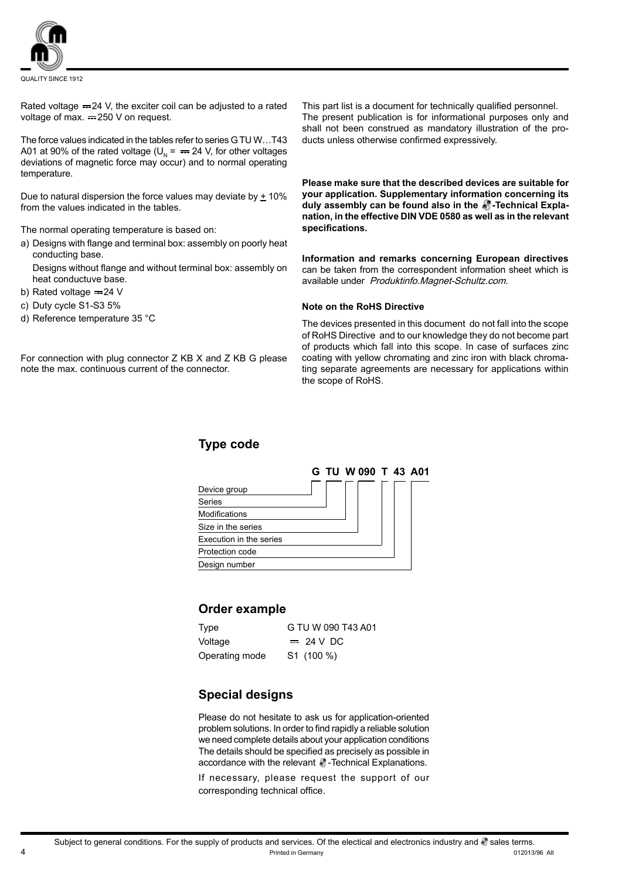Rated voltage ⎓24 V, the exciter coil can be adjusted to a rated voltage of max. ⎓250 V on request.

The force values indicated in the tables refer to series G TU W…T43 A01 at 90% of the rated voltage ($U_N$ = ⎓ 24 V, for other voltages deviations of magnetic force may occur) and to normal operating temperature.

Due to natural dispersion the force values may deviate by ± 10% from the values indicated in the tables.

The normal operating temperature is based on:

a) Designs with flange and terminal box: assembly on poorly heat conducting base.
   Designs without flange and without terminal box: assembly on heat conductuve base.
b) Rated voltage ⎓24 V
c) Duty cycle S1-S3 5%
d) Reference temperature 35 °C

For connection with plug connector Z KB X and Z KB G please note the max. continuous current of the connector.

This part list is a document for technically qualified personnel. The present publication is for informational purposes only and shall not been construed as mandatory illustration of the products unless otherwise confirmed expressively.

**Please make sure that the described devices are suitable for your application. Supplementary information concerning its duly assembly can be found also in the -Technical Explanation, in the effective DIN VDE 0580 as well as in the relevant specifications.**

**Information and remarks concerning European directives** can be taken from the correspondent information sheet which is available under *Produktinfo.Magnet-Schultz.com*.

**Note on the RoHS Directive**

The devices presented in this document do not fall into the scope of RoHS Directive and to our knowledge they do not become part of products which fall into this scope. In case of surfaces zinc coating with yellow chromating and zinc iron with black chromating separate agreements are necessary for applications within the scope of RoHS.

## Type code

**G TU W 090 T 43 A01**

- G – Device group
- TU – Series
- W – Modifications
- 090 – Size in the series
- T – Execution in the series
- 43 – Protection code
- A01 – Design number

## Order example

| | |
|---|---|
| Type | G TU W 090 T43 A01 |
| Voltage | ⎓ 24 V DC |
| Operating mode | S1 (100 %) |

## Special designs

Please do not hesitate to ask us for application-oriented problem solutions. In order to find rapidly a reliable solution we need complete details about your application conditions The details should be specified as precisely as possible in accordance with the relevant -Technical Explanations.

If necessary, please request the support of our corresponding technical office.

Subject to general conditions. For the supply of products and services. Of the electical and electronics industry and sales terms.

Printed in Germany

012013/96 Alt